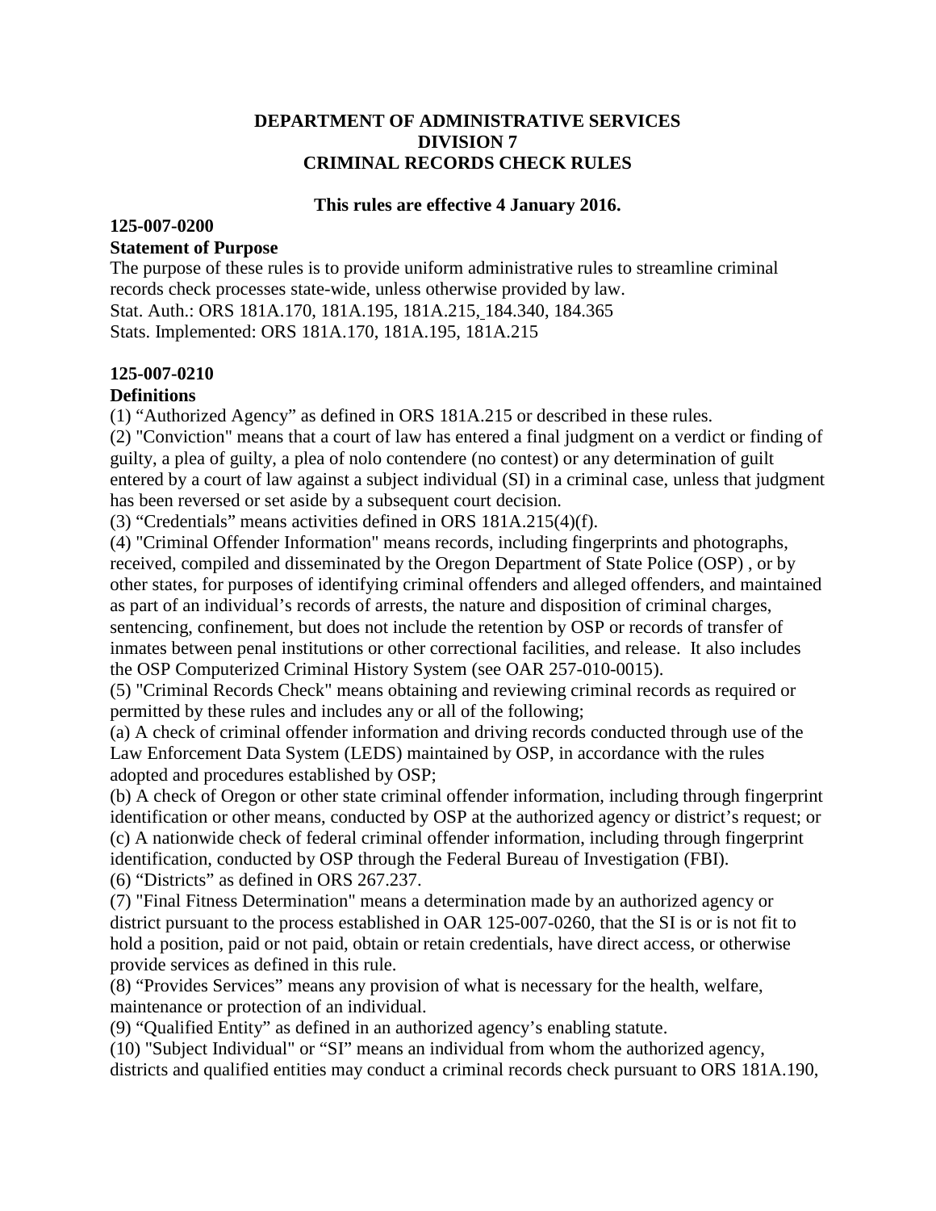# DEPARTMENT OF ADMINISTRATIVE SERVICES
# DIVISION 7
# CRIMINAL RECORDS CHECK RULES

**This rules are effective 4 January 2016.**

**125-007-0200**

**Statement of Purpose**

The purpose of these rules is to provide uniform administrative rules to streamline criminal records check processes state-wide, unless otherwise provided by law.
Stat. Auth.: ORS 181A.170, 181A.195, 181A.215, 184.340, 184.365
Stats. Implemented: ORS 181A.170, 181A.195, 181A.215

**125-007-0210**

**Definitions**

(1) "Authorized Agency" as defined in ORS 181A.215 or described in these rules.
(2) "Conviction" means that a court of law has entered a final judgment on a verdict or finding of guilty, a plea of guilty, a plea of nolo contendere (no contest) or any determination of guilt entered by a court of law against a subject individual (SI) in a criminal case, unless that judgment has been reversed or set aside by a subsequent court decision.
(3) "Credentials" means activities defined in ORS 181A.215(4)(f).
(4) "Criminal Offender Information" means records, including fingerprints and photographs, received, compiled and disseminated by the Oregon Department of State Police (OSP) , or by other states, for purposes of identifying criminal offenders and alleged offenders, and maintained as part of an individual's records of arrests, the nature and disposition of criminal charges, sentencing, confinement, but does not include the retention by OSP or records of transfer of inmates between penal institutions or other correctional facilities, and release. It also includes the OSP Computerized Criminal History System (see OAR 257-010-0015).
(5) "Criminal Records Check" means obtaining and reviewing criminal records as required or permitted by these rules and includes any or all of the following;
(a) A check of criminal offender information and driving records conducted through use of the Law Enforcement Data System (LEDS) maintained by OSP, in accordance with the rules adopted and procedures established by OSP;
(b) A check of Oregon or other state criminal offender information, including through fingerprint identification or other means, conducted by OSP at the authorized agency or district's request; or
(c) A nationwide check of federal criminal offender information, including through fingerprint identification, conducted by OSP through the Federal Bureau of Investigation (FBI).
(6) "Districts" as defined in ORS 267.237.
(7) "Final Fitness Determination" means a determination made by an authorized agency or district pursuant to the process established in OAR 125-007-0260, that the SI is or is not fit to hold a position, paid or not paid, obtain or retain credentials, have direct access, or otherwise provide services as defined in this rule.
(8) "Provides Services" means any provision of what is necessary for the health, welfare, maintenance or protection of an individual.
(9) "Qualified Entity" as defined in an authorized agency's enabling statute.
(10) "Subject Individual" or "SI" means an individual from whom the authorized agency, districts and qualified entities may conduct a criminal records check pursuant to ORS 181A.190,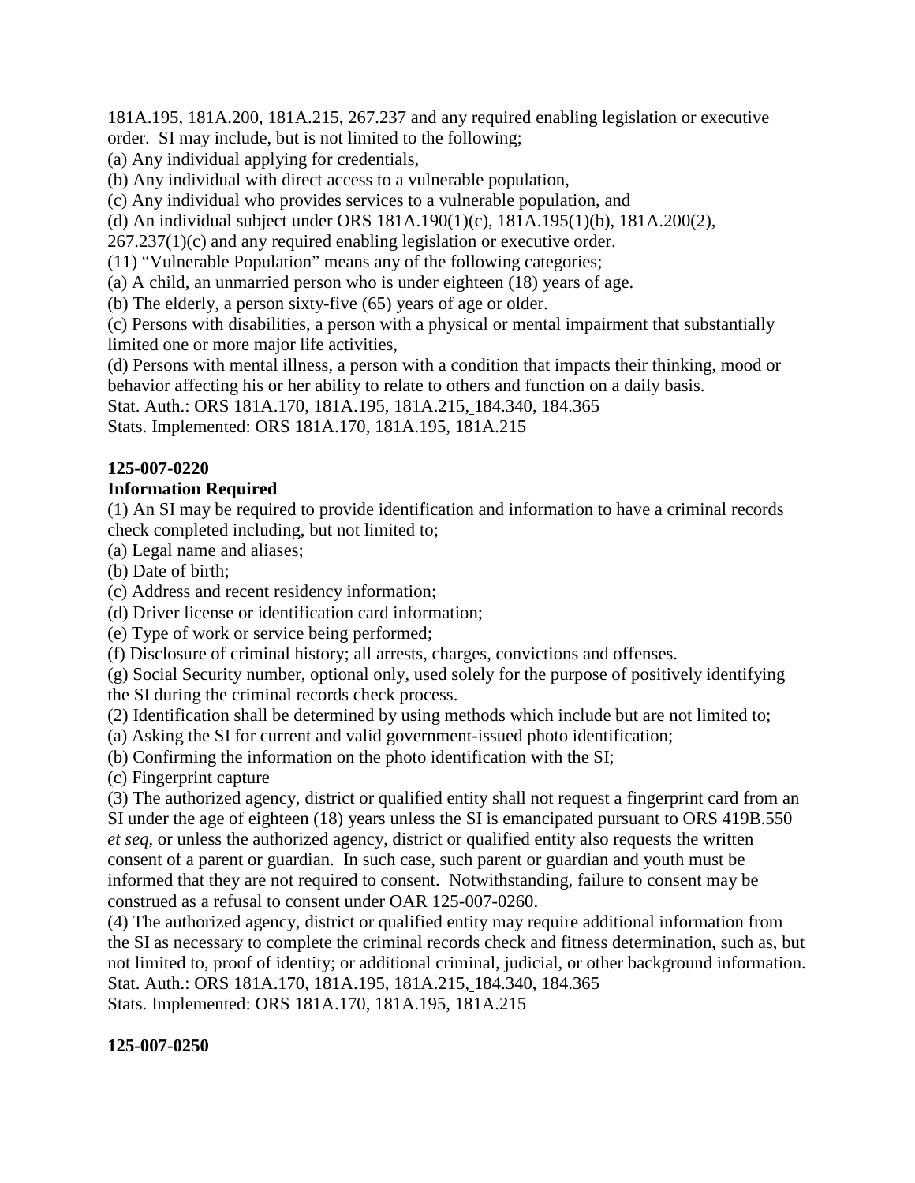181A.195, 181A.200, 181A.215, 267.237 and any required enabling legislation or executive order. SI may include, but is not limited to the following;

(a) Any individual applying for credentials,

(b) Any individual with direct access to a vulnerable population,

(c) Any individual who provides services to a vulnerable population, and

(d) An individual subject under ORS 181A.190(1)(c), 181A.195(1)(b), 181A.200(2), 267.237(1)(c) and any required enabling legislation or executive order.

(11) "Vulnerable Population" means any of the following categories;

(a) A child, an unmarried person who is under eighteen (18) years of age.

(b) The elderly, a person sixty-five (65) years of age or older.

(c) Persons with disabilities, a person with a physical or mental impairment that substantially limited one or more major life activities,

(d) Persons with mental illness, a person with a condition that impacts their thinking, mood or behavior affecting his or her ability to relate to others and function on a daily basis.

Stat. Auth.: ORS 181A.170, 181A.195, 181A.215, 184.340, 184.365

Stats. Implemented: ORS 181A.170, 181A.195, 181A.215

**125-007-0220**

**Information Required**

(1) An SI may be required to provide identification and information to have a criminal records check completed including, but not limited to;

(a) Legal name and aliases;

(b) Date of birth;

(c) Address and recent residency information;

(d) Driver license or identification card information;

(e) Type of work or service being performed;

(f) Disclosure of criminal history; all arrests, charges, convictions and offenses.

(g) Social Security number, optional only, used solely for the purpose of positively identifying the SI during the criminal records check process.

(2) Identification shall be determined by using methods which include but are not limited to;

(a) Asking the SI for current and valid government-issued photo identification;

(b) Confirming the information on the photo identification with the SI;

(c) Fingerprint capture

(3) The authorized agency, district or qualified entity shall not request a fingerprint card from an SI under the age of eighteen (18) years unless the SI is emancipated pursuant to ORS 419B.550 *et seq*, or unless the authorized agency, district or qualified entity also requests the written consent of a parent or guardian. In such case, such parent or guardian and youth must be informed that they are not required to consent. Notwithstanding, failure to consent may be construed as a refusal to consent under OAR 125-007-0260.

(4) The authorized agency, district or qualified entity may require additional information from the SI as necessary to complete the criminal records check and fitness determination, such as, but not limited to, proof of identity; or additional criminal, judicial, or other background information.

Stat. Auth.: ORS 181A.170, 181A.195, 181A.215, 184.340, 184.365

Stats. Implemented: ORS 181A.170, 181A.195, 181A.215

**125-007-0250**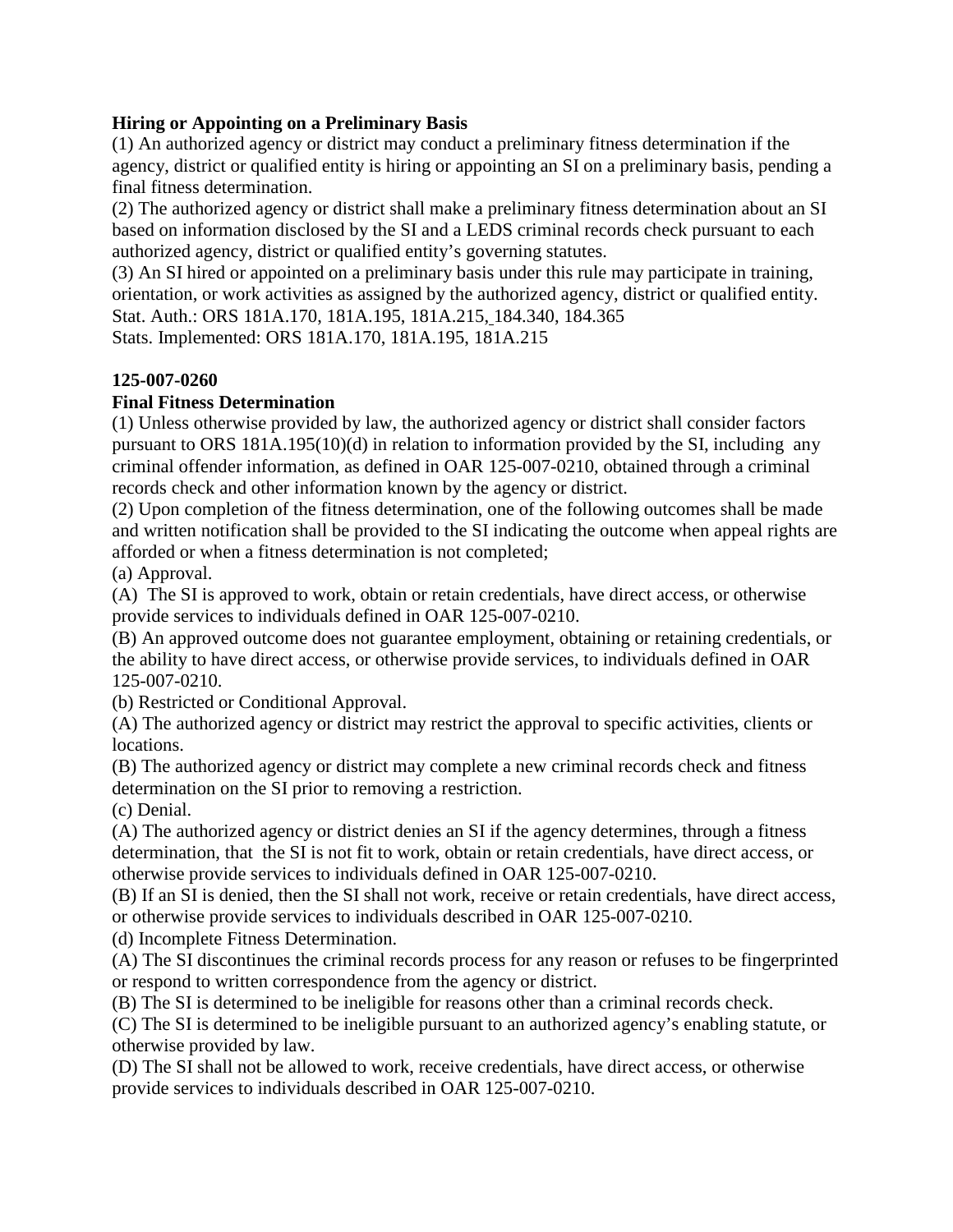**Hiring or Appointing on a Preliminary Basis**

(1) An authorized agency or district may conduct a preliminary fitness determination if the agency, district or qualified entity is hiring or appointing an SI on a preliminary basis, pending a final fitness determination.

(2) The authorized agency or district shall make a preliminary fitness determination about an SI based on information disclosed by the SI and a LEDS criminal records check pursuant to each authorized agency, district or qualified entity's governing statutes.

(3) An SI hired or appointed on a preliminary basis under this rule may participate in training, orientation, or work activities as assigned by the authorized agency, district or qualified entity.

Stat. Auth.: ORS 181A.170, 181A.195, 181A.215, 184.340, 184.365

Stats. Implemented: ORS 181A.170, 181A.195, 181A.215

**125-007-0260**

**Final Fitness Determination**

(1) Unless otherwise provided by law, the authorized agency or district shall consider factors pursuant to ORS 181A.195(10)(d) in relation to information provided by the SI, including any criminal offender information, as defined in OAR 125-007-0210, obtained through a criminal records check and other information known by the agency or district.

(2) Upon completion of the fitness determination, one of the following outcomes shall be made and written notification shall be provided to the SI indicating the outcome when appeal rights are afforded or when a fitness determination is not completed;

(a) Approval.

(A) The SI is approved to work, obtain or retain credentials, have direct access, or otherwise provide services to individuals defined in OAR 125-007-0210.

(B) An approved outcome does not guarantee employment, obtaining or retaining credentials, or the ability to have direct access, or otherwise provide services, to individuals defined in OAR 125-007-0210.

(b) Restricted or Conditional Approval.

(A) The authorized agency or district may restrict the approval to specific activities, clients or locations.

(B) The authorized agency or district may complete a new criminal records check and fitness determination on the SI prior to removing a restriction.

(c) Denial.

(A) The authorized agency or district denies an SI if the agency determines, through a fitness determination, that the SI is not fit to work, obtain or retain credentials, have direct access, or otherwise provide services to individuals defined in OAR 125-007-0210.

(B) If an SI is denied, then the SI shall not work, receive or retain credentials, have direct access, or otherwise provide services to individuals described in OAR 125-007-0210.

(d) Incomplete Fitness Determination.

(A) The SI discontinues the criminal records process for any reason or refuses to be fingerprinted or respond to written correspondence from the agency or district.

(B) The SI is determined to be ineligible for reasons other than a criminal records check.

(C) The SI is determined to be ineligible pursuant to an authorized agency's enabling statute, or otherwise provided by law.

(D) The SI shall not be allowed to work, receive credentials, have direct access, or otherwise provide services to individuals described in OAR 125-007-0210.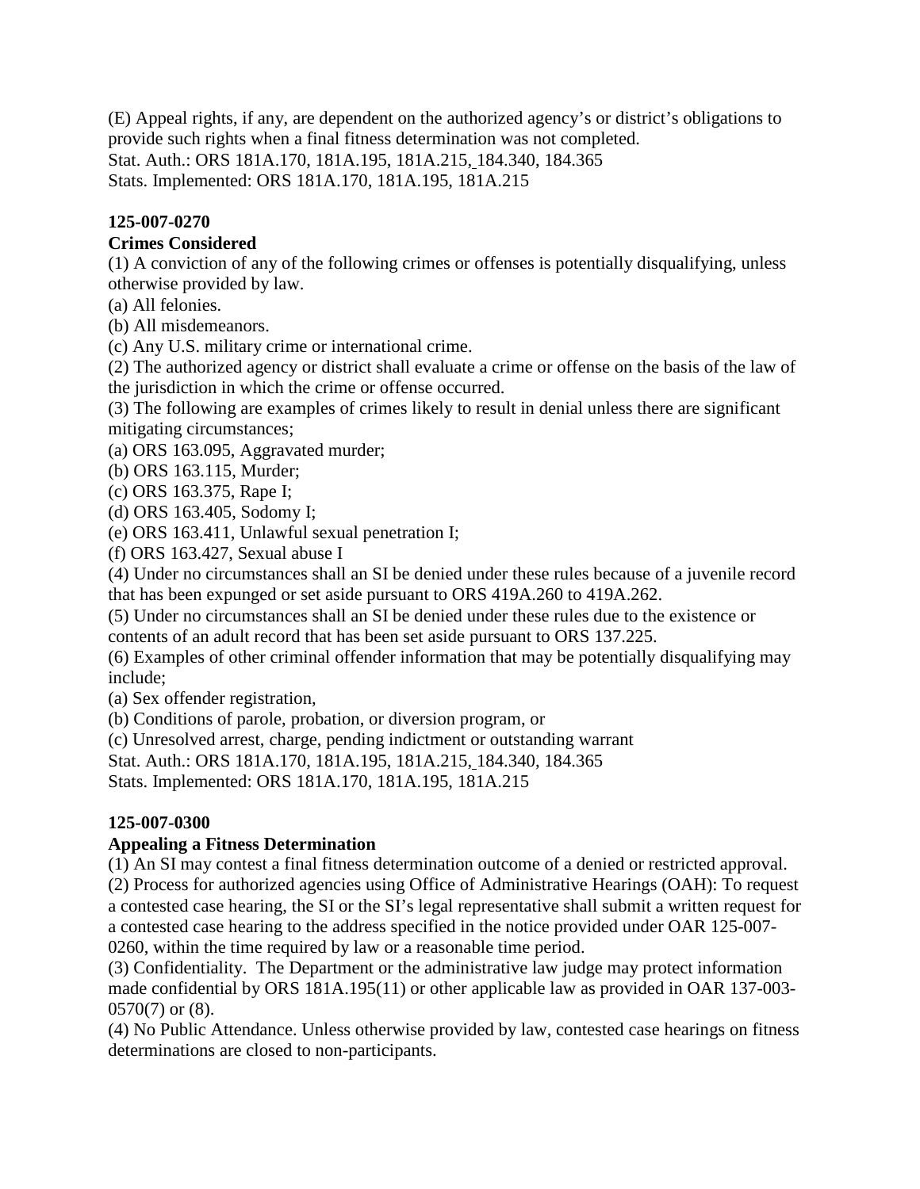(E) Appeal rights, if any, are dependent on the authorized agency's or district's obligations to provide such rights when a final fitness determination was not completed.

Stat. Auth.: ORS 181A.170, 181A.195, 181A.215, 184.340, 184.365

Stats. Implemented: ORS 181A.170, 181A.195, 181A.215

**125-007-0270**

**Crimes Considered**

(1) A conviction of any of the following crimes or offenses is potentially disqualifying, unless otherwise provided by law.

(a) All felonies.

(b) All misdemeanors.

(c) Any U.S. military crime or international crime.

(2) The authorized agency or district shall evaluate a crime or offense on the basis of the law of the jurisdiction in which the crime or offense occurred.

(3) The following are examples of crimes likely to result in denial unless there are significant mitigating circumstances;

(a) ORS 163.095, Aggravated murder;

(b) ORS 163.115, Murder;

(c) ORS 163.375, Rape I;

(d) ORS 163.405, Sodomy I;

(e) ORS 163.411, Unlawful sexual penetration I;

(f) ORS 163.427, Sexual abuse I

(4) Under no circumstances shall an SI be denied under these rules because of a juvenile record that has been expunged or set aside pursuant to ORS 419A.260 to 419A.262.

(5) Under no circumstances shall an SI be denied under these rules due to the existence or contents of an adult record that has been set aside pursuant to ORS 137.225.

(6) Examples of other criminal offender information that may be potentially disqualifying may include;

(a) Sex offender registration,

(b) Conditions of parole, probation, or diversion program, or

(c) Unresolved arrest, charge, pending indictment or outstanding warrant

Stat. Auth.: ORS 181A.170, 181A.195, 181A.215, 184.340, 184.365

Stats. Implemented: ORS 181A.170, 181A.195, 181A.215

**125-007-0300**

**Appealing a Fitness Determination**

(1) An SI may contest a final fitness determination outcome of a denied or restricted approval.

(2) Process for authorized agencies using Office of Administrative Hearings (OAH): To request a contested case hearing, the SI or the SI's legal representative shall submit a written request for a contested case hearing to the address specified in the notice provided under OAR 125-007-0260, within the time required by law or a reasonable time period.

(3) Confidentiality. The Department or the administrative law judge may protect information made confidential by ORS 181A.195(11) or other applicable law as provided in OAR 137-003-0570(7) or (8).

(4) No Public Attendance. Unless otherwise provided by law, contested case hearings on fitness determinations are closed to non-participants.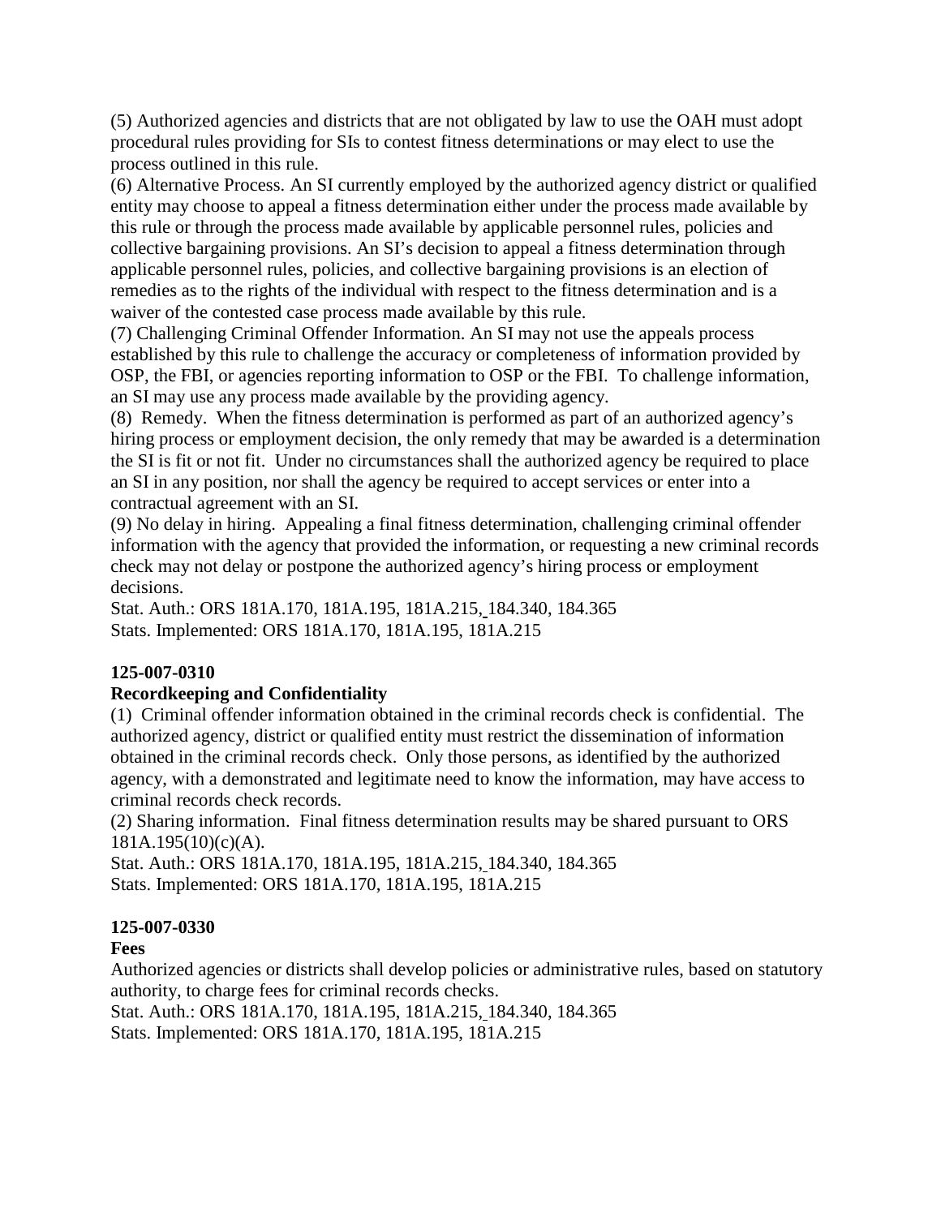(5) Authorized agencies and districts that are not obligated by law to use the OAH must adopt procedural rules providing for SIs to contest fitness determinations or may elect to use the process outlined in this rule.

(6) Alternative Process. An SI currently employed by the authorized agency district or qualified entity may choose to appeal a fitness determination either under the process made available by this rule or through the process made available by applicable personnel rules, policies and collective bargaining provisions. An SI's decision to appeal a fitness determination through applicable personnel rules, policies, and collective bargaining provisions is an election of remedies as to the rights of the individual with respect to the fitness determination and is a waiver of the contested case process made available by this rule.

(7) Challenging Criminal Offender Information. An SI may not use the appeals process established by this rule to challenge the accuracy or completeness of information provided by OSP, the FBI, or agencies reporting information to OSP or the FBI. To challenge information, an SI may use any process made available by the providing agency.

(8) Remedy. When the fitness determination is performed as part of an authorized agency's hiring process or employment decision, the only remedy that may be awarded is a determination the SI is fit or not fit. Under no circumstances shall the authorized agency be required to place an SI in any position, nor shall the agency be required to accept services or enter into a contractual agreement with an SI.

(9) No delay in hiring. Appealing a final fitness determination, challenging criminal offender information with the agency that provided the information, or requesting a new criminal records check may not delay or postpone the authorized agency's hiring process or employment decisions.

Stat. Auth.: ORS 181A.170, 181A.195, 181A.215, 184.340, 184.365
Stats. Implemented: ORS 181A.170, 181A.195, 181A.215

**125-007-0310**

**Recordkeeping and Confidentiality**

(1) Criminal offender information obtained in the criminal records check is confidential. The authorized agency, district or qualified entity must restrict the dissemination of information obtained in the criminal records check. Only those persons, as identified by the authorized agency, with a demonstrated and legitimate need to know the information, may have access to criminal records check records.

(2) Sharing information. Final fitness determination results may be shared pursuant to ORS 181A.195(10)(c)(A).

Stat. Auth.: ORS 181A.170, 181A.195, 181A.215, 184.340, 184.365
Stats. Implemented: ORS 181A.170, 181A.195, 181A.215

**125-007-0330**

**Fees**

Authorized agencies or districts shall develop policies or administrative rules, based on statutory authority, to charge fees for criminal records checks.

Stat. Auth.: ORS 181A.170, 181A.195, 181A.215, 184.340, 184.365
Stats. Implemented: ORS 181A.170, 181A.195, 181A.215